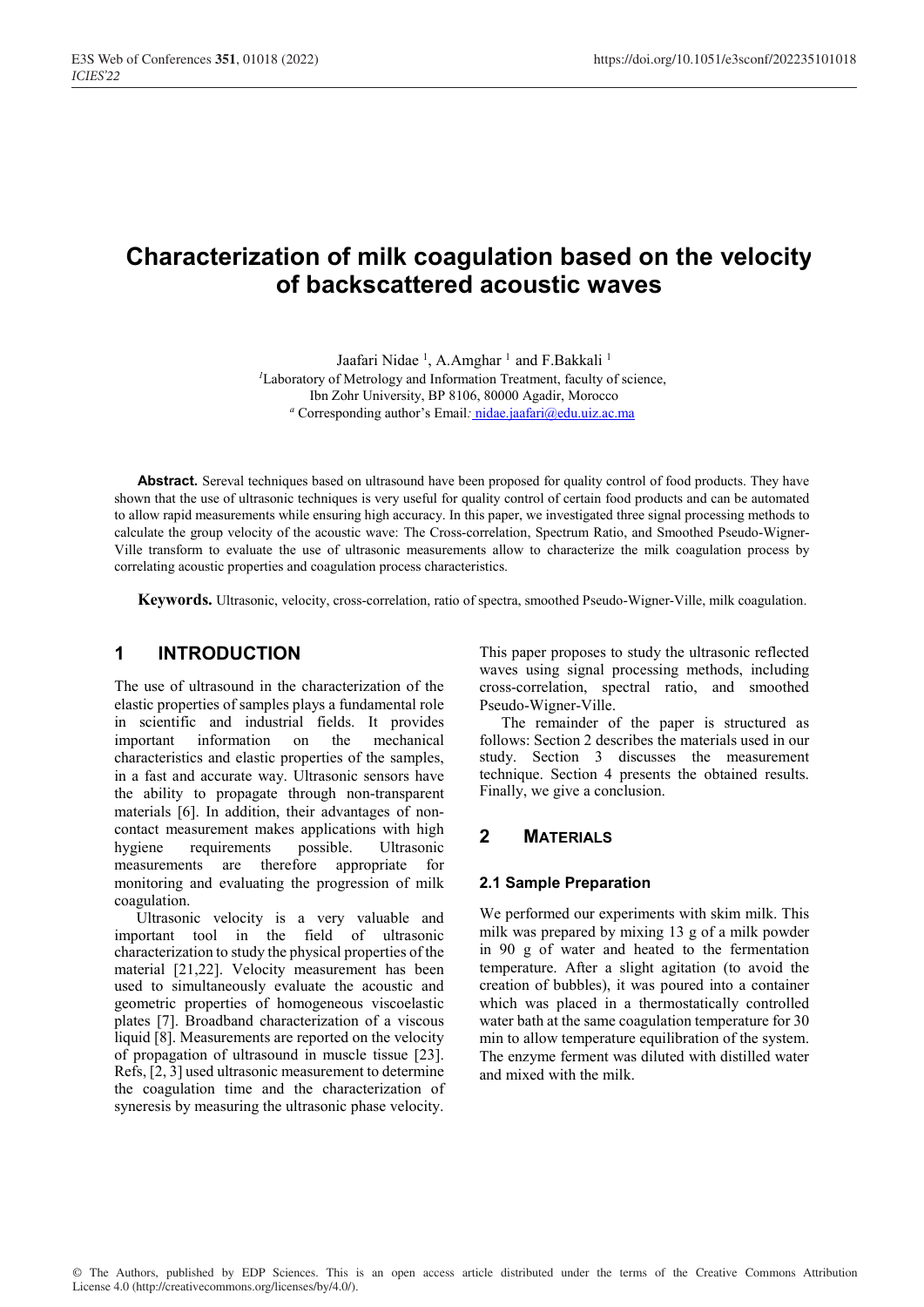# Characterization of milk coagulation based on the velocity of backscattered acoustic waves

Jaafari Nidae [1], A.Amghar [1] and F.Bakkali [1]

[1]Laboratory of Metrology and Information Treatment, faculty of science, Ibn Zohr University, BP 8106, 80000 Agadir, Morocco

[a] Corresponding author's Email: nidae.jaafari@edu.uiz.ac.ma

**Abstract.** Sereval techniques based on ultrasound have been proposed for quality control of food products. They have shown that the use of ultrasonic techniques is very useful for quality control of certain food products and can be automated to allow rapid measurements while ensuring high accuracy. In this paper, we investigated three signal processing methods to calculate the group velocity of the acoustic wave: The Cross-correlation, Spectrum Ratio, and Smoothed Pseudo-Wigner-Ville transform to evaluate the use of ultrasonic measurements allow to characterize the milk coagulation process by correlating acoustic properties and coagulation process characteristics.

**Keywords.** Ultrasonic, velocity, cross-correlation, ratio of spectra, smoothed Pseudo-Wigner-Ville, milk coagulation.

## 1 INTRODUCTION

The use of ultrasound in the characterization of the elastic properties of samples plays a fundamental role in scientific and industrial fields. It provides important information on the mechanical characteristics and elastic properties of the samples, in a fast and accurate way. Ultrasonic sensors have the ability to propagate through non-transparent materials [6]. In addition, their advantages of non-contact measurement makes applications with high hygiene requirements possible. Ultrasonic measurements are therefore appropriate for monitoring and evaluating the progression of milk coagulation.

Ultrasonic velocity is a very valuable and important tool in the field of ultrasonic characterization to study the physical properties of the material [21,22]. Velocity measurement has been used to simultaneously evaluate the acoustic and geometric properties of homogeneous viscoelastic plates [7]. Broadband characterization of a viscous liquid [8]. Measurements are reported on the velocity of propagation of ultrasound in muscle tissue [23]. Refs, [2, 3] used ultrasonic measurement to determine the coagulation time and the characterization of syneresis by measuring the ultrasonic phase velocity.

This paper proposes to study the ultrasonic reflected waves using signal processing methods, including cross-correlation, spectral ratio, and smoothed Pseudo-Wigner-Ville.

The remainder of the paper is structured as follows: Section 2 describes the materials used in our study. Section 3 discusses the measurement technique. Section 4 presents the obtained results. Finally, we give a conclusion.

## 2 MATERIALS

### 2.1 Sample Preparation

We performed our experiments with skim milk. This milk was prepared by mixing 13 g of a milk powder in 90 g of water and heated to the fermentation temperature. After a slight agitation (to avoid the creation of bubbles), it was poured into a container which was placed in a thermostatically controlled water bath at the same coagulation temperature for 30 min to allow temperature equilibration of the system. The enzyme ferment was diluted with distilled water and mixed with the milk.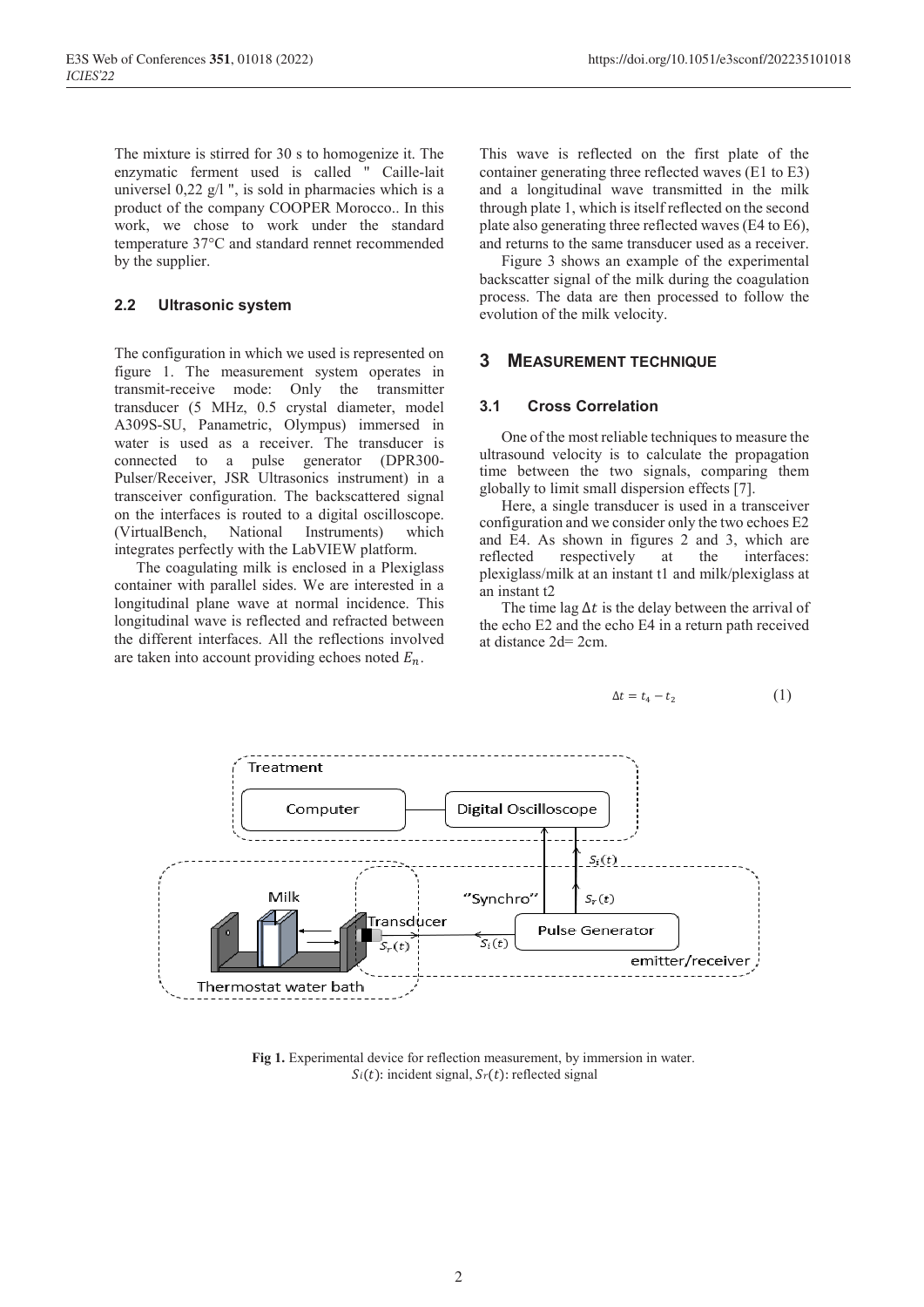The mixture is stirred for 30 s to homogenize it. The enzymatic ferment used is called " Caille-lait universel 0,22 g/l ", is sold in pharmacies which is a product of the company COOPER Morocco.. In this work, we chose to work under the standard temperature 37°C and standard rennet recommended by the supplier.

### 2.2 Ultrasonic system

The configuration in which we used is represented on figure 1. The measurement system operates in transmit-receive mode: Only the transmitter transducer (5 MHz, 0.5 crystal diameter, model A309S-SU, Panametric, Olympus) immersed in water is used as a receiver. The transducer is connected to a pulse generator (DPR300-Pulser/Receiver, JSR Ultrasonics instrument) in a transceiver configuration. The backscattered signal on the interfaces is routed to a digital oscilloscope. (VirtualBench, National Instruments) which integrates perfectly with the LabVIEW platform.

The coagulating milk is enclosed in a Plexiglass container with parallel sides. We are interested in a longitudinal plane wave at normal incidence. This longitudinal wave is reflected and refracted between the different interfaces. All the reflections involved are taken into account providing echoes noted $E_n$.

This wave is reflected on the first plate of the container generating three reflected waves (E1 to E3) and a longitudinal wave transmitted in the milk through plate 1, which is itself reflected on the second plate also generating three reflected waves (E4 to E6), and returns to the same transducer used as a receiver.

Figure 3 shows an example of the experimental backscatter signal of the milk during the coagulation process. The data are then processed to follow the evolution of the milk velocity.

## 3 MEASUREMENT TECHNIQUE

### 3.1 Cross Correlation

One of the most reliable techniques to measure the ultrasound velocity is to calculate the propagation time between the two signals, comparing them globally to limit small dispersion effects [7].

Here, a single transducer is used in a transceiver configuration and we consider only the two echoes E2 and E4. As shown in figures 2 and 3, which are reflected respectively at the interfaces: plexiglass/milk at an instant t1 and milk/plexiglass at an instant t2

The time lag $\Delta t$ is the delay between the arrival of the echo E2 and the echo E4 in a return path received at distance 2d= 2cm.

$$\Delta t = t_4 - t_2 \quad (1)$$

**Fig 1.** Experimental device for reflection measurement, by immersion in water. $S_i(t)$: incident signal, $S_r(t)$: reflected signal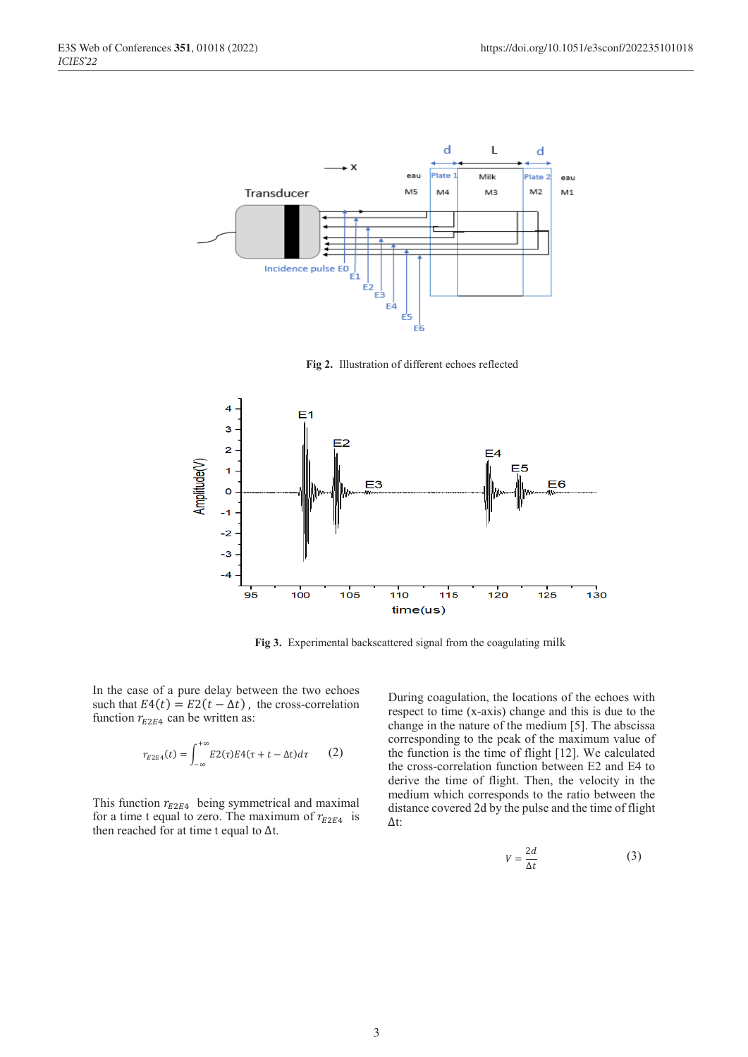Fig 2. Illustration of different echoes reflected

Fig 3. Experimental backscattered signal from the coagulating milk

In the case of a pure delay between the two echoes such that $E4(t) = E2(t - \Delta t)$, the cross-correlation function $r_{E2E4}$ can be written as:

$$r_{E2E4}(t) = \int_{-\infty}^{+\infty} E2(\tau)E4(\tau + t - \Delta t)d\tau \qquad (2)$$

This function $r_{E2E4}$ being symmetrical and maximal for a time t equal to zero. The maximum of $r_{E2E4}$ is then reached for at time t equal to Δt.

During coagulation, the locations of the echoes with respect to time (x-axis) change and this is due to the change in the nature of the medium [5]. The abscissa corresponding to the peak of the maximum value of the function is the time of flight [12]. We calculated the cross-correlation function between E2 and E4 to derive the time of flight. Then, the velocity in the medium which corresponds to the ratio between the distance covered 2d by the pulse and the time of flight Δt:

$$V = \frac{2d}{\Delta t} \qquad (3)$$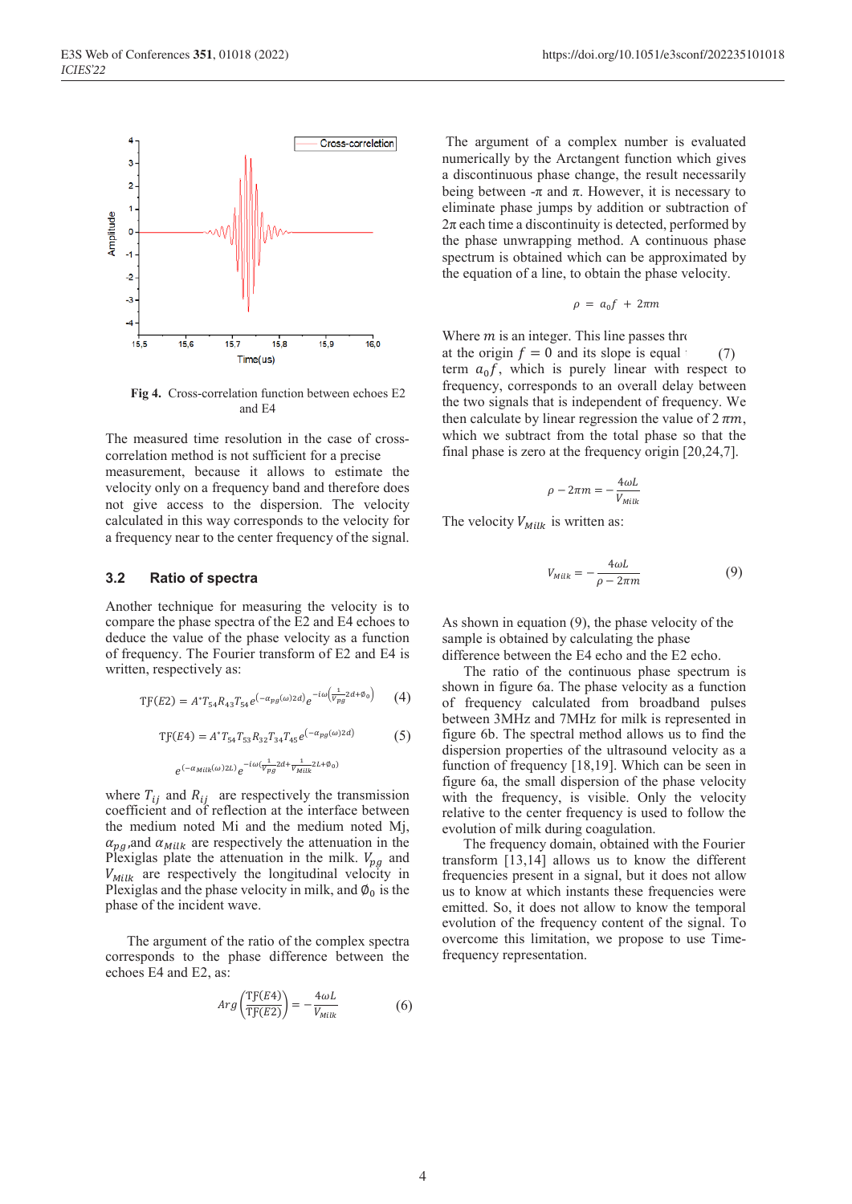Fig 4. Cross-correlation function between echoes E2 and E4

The measured time resolution in the case of cross-correlation method is not sufficient for a precise measurement, because it allows to estimate the velocity only on a frequency band and therefore does not give access to the dispersion. The velocity calculated in this way corresponds to the velocity for a frequency near to the center frequency of the signal.

### 3.2 Ratio of spectra

Another technique for measuring the velocity is to compare the phase spectra of the E2 and E4 echoes to deduce the value of the phase velocity as a function of frequency. The Fourier transform of E2 and E4 is written, respectively as:

$$TF(E2) = A^{*}T_{54}R_{43}T_{54}e^{(-\alpha_{pg}(\omega)2d)}e^{-i\omega\left(\frac{1}{V_{pg}}2d+\emptyset_0\right)} \quad (4)$$

$$TF(E4) = A^{*}T_{54}T_{53}R_{32}T_{34}T_{45}e^{(-\alpha_{pg}(\omega)2d)} \quad (5)$$

$$e^{(-\alpha_{Milk}(\omega)2L)}e^{-i\omega\left(\frac{1}{V_{pg}}2d+\frac{1}{V_{Milk}}2L+\emptyset_0\right)}$$

where $T_{ij}$ and $R_{ij}$ are respectively the transmission coefficient and of reflection at the interface between the medium noted Mi and the medium noted Mj, $\alpha_{pg}$,and $\alpha_{Milk}$ are respectively the attenuation in the Plexiglas plate the attenuation in the milk. $V_{pg}$ and $V_{Milk}$ are respectively the longitudinal velocity in Plexiglas and the phase velocity in milk, and $\emptyset_0$ is the phase of the incident wave.

The argument of the ratio of the complex spectra corresponds to the phase difference between the echoes E4 and E2, as:

$$Arg\left(\frac{TF(E4)}{TF(E2)}\right) = -\frac{4\omega L}{V_{Milk}} \quad (6)$$

The argument of a complex number is evaluated numerically by the Arctangent function which gives a discontinuous phase change, the result necessarily being between -π and π. However, it is necessary to eliminate phase jumps by addition or subtraction of 2π each time a discontinuity is detected, performed by the phase unwrapping method. A continuous phase spectrum is obtained which can be approximated by the equation of a line, to obtain the phase velocity.

$$\rho = a_0 f + 2\pi m \quad (7)$$

Where $m$ is an integer. This line passes thr at the origin $f = 0$ and its slope is equal term $a_0 f$, which is purely linear with respect to frequency, corresponds to an overall delay between the two signals that is independent of frequency. We then calculate by linear regression the value of $2\pi m$, which we subtract from the total phase so that the final phase is zero at the frequency origin [20,24,7].

$$\rho - 2\pi m = -\frac{4\omega L}{V_{Milk}}$$

The velocity $V_{Milk}$ is written as:

$$V_{Milk} = -\frac{4\omega L}{\rho - 2\pi m} \quad (9)$$

As shown in equation (9), the phase velocity of the sample is obtained by calculating the phase difference between the E4 echo and the E2 echo.

The ratio of the continuous phase spectrum is shown in figure 6a. The phase velocity as a function of frequency calculated from broadband pulses between 3MHz and 7MHz for milk is represented in figure 6b. The spectral method allows us to find the dispersion properties of the ultrasound velocity as a function of frequency [18,19]. Which can be seen in figure 6a, the small dispersion of the phase velocity with the frequency, is visible. Only the velocity relative to the center frequency is used to follow the evolution of milk during coagulation.

The frequency domain, obtained with the Fourier transform [13,14] allows us to know the different frequencies present in a signal, but it does not allow us to know at which instants these frequencies were emitted. So, it does not allow to know the temporal evolution of the frequency content of the signal. To overcome this limitation, we propose to use Time-frequency representation.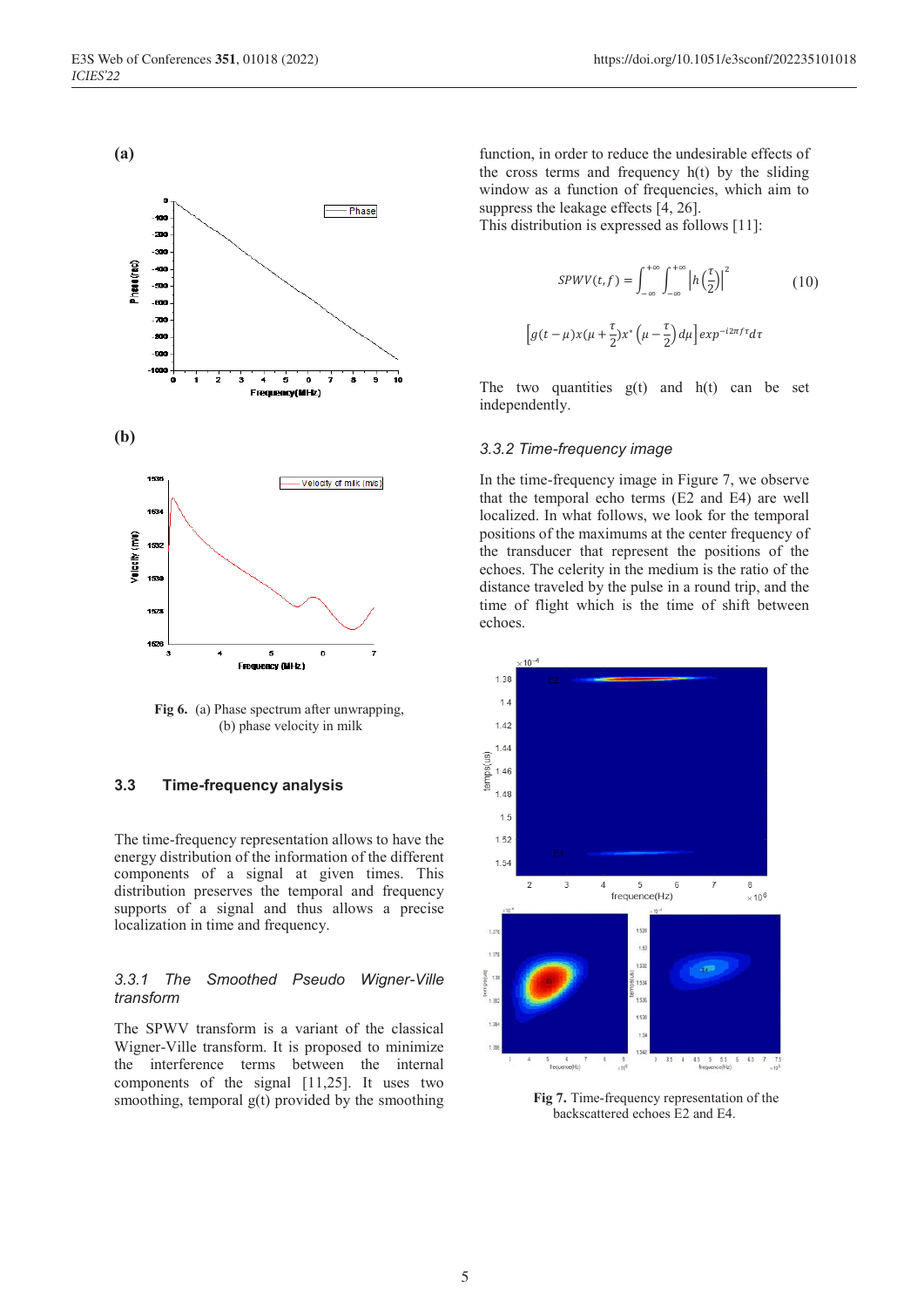(a)

(b)

Fig 6. (a) Phase spectrum after unwrapping, (b) phase velocity in milk

### 3.3 Time-frequency analysis

The time-frequency representation allows to have the energy distribution of the information of the different components of a signal at given times. This distribution preserves the temporal and frequency supports of a signal and thus allows a precise localization in time and frequency.

#### *3.3.1 The Smoothed Pseudo Wigner-Ville transform*

The SPWV transform is a variant of the classical Wigner-Ville transform. It is proposed to minimize the interference terms between the internal components of the signal [11,25]. It uses two smoothing, temporal g(t) provided by the smoothing function, in order to reduce the undesirable effects of the cross terms and frequency h(t) by the sliding window as a function of frequencies, which aim to suppress the leakage effects [4, 26].

This distribution is expressed as follows [11]:

$$SPWV(t,f) = \int_{-\infty}^{+\infty}\int_{-\infty}^{+\infty}\left|h\left(\frac{\tau}{2}\right)\right|^{2} \left[g(t-\mu)x(\mu+\frac{\tau}{2})x^{*}\left(\mu-\frac{\tau}{2}\right)d\mu\right]exp^{-i2\pi f\tau}d\tau \qquad (10)$$

The two quantities g(t) and h(t) can be set independently.

#### *3.3.2 Time-frequency image*

In the time-frequency image in Figure 7, we observe that the temporal echo terms (E2 and E4) are well localized. In what follows, we look for the temporal positions of the maximums at the center frequency of the transducer that represent the positions of the echoes. The celerity in the medium is the ratio of the distance traveled by the pulse in a round trip, and the time of flight which is the time of shift between echoes.

Fig 7. Time-frequency representation of the backscattered echoes E2 and E4.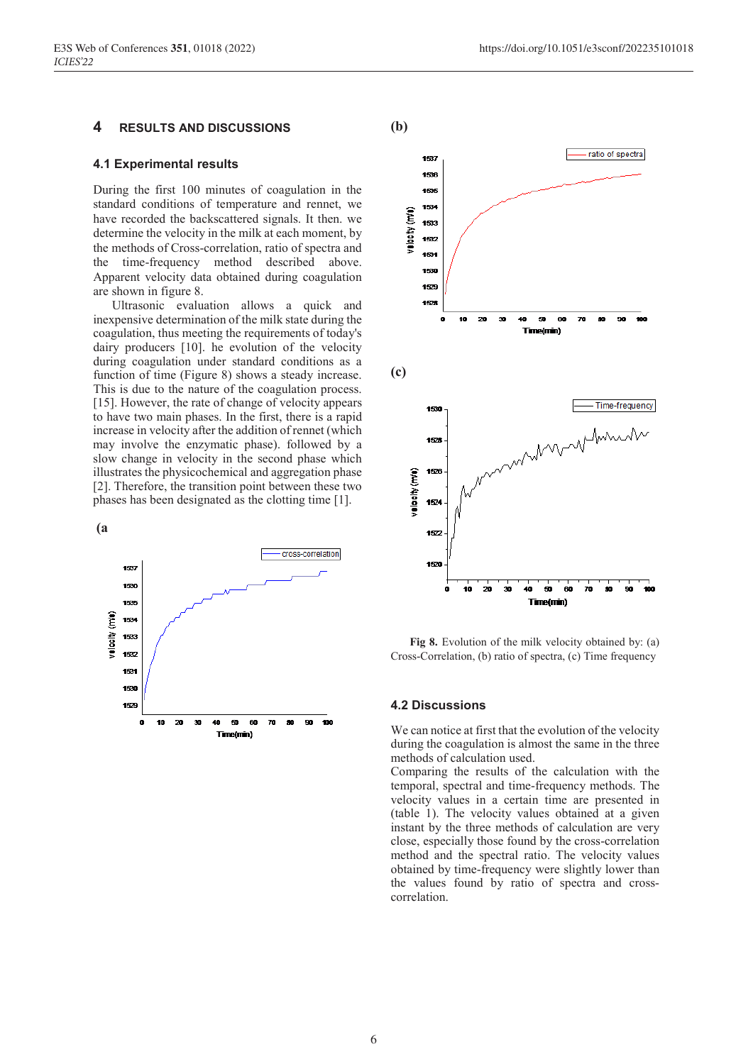## 4 RESULTS AND DISCUSSIONS

### 4.1 Experimental results

During the first 100 minutes of coagulation in the standard conditions of temperature and rennet, we have recorded the backscattered signals. It then. we determine the velocity in the milk at each moment, by the methods of Cross-correlation, ratio of spectra and the time-frequency method described above. Apparent velocity data obtained during coagulation are shown in figure 8.

Ultrasonic evaluation allows a quick and inexpensive determination of the milk state during the coagulation, thus meeting the requirements of today's dairy producers [10]. he evolution of the velocity during coagulation under standard conditions as a function of time (Figure 8) shows a steady increase. This is due to the nature of the coagulation process. [15]. However, the rate of change of velocity appears to have two main phases. In the first, there is a rapid increase in velocity after the addition of rennet (which may involve the enzymatic phase). followed by a slow change in velocity in the second phase which illustrates the physicochemical and aggregation phase [2]. Therefore, the transition point between these two phases has been designated as the clotting time [1].

Fig 8. Evolution of the milk velocity obtained by: (a) Cross-Correlation, (b) ratio of spectra, (c) Time frequency

### 4.2 Discussions

We can notice at first that the evolution of the velocity during the coagulation is almost the same in the three methods of calculation used.

Comparing the results of the calculation with the temporal, spectral and time-frequency methods. The velocity values in a certain time are presented in (table 1). The velocity values obtained at a given instant by the three methods of calculation are very close, especially those found by the cross-correlation method and the spectral ratio. The velocity values obtained by time-frequency were slightly lower than the values found by ratio of spectra and cross-correlation.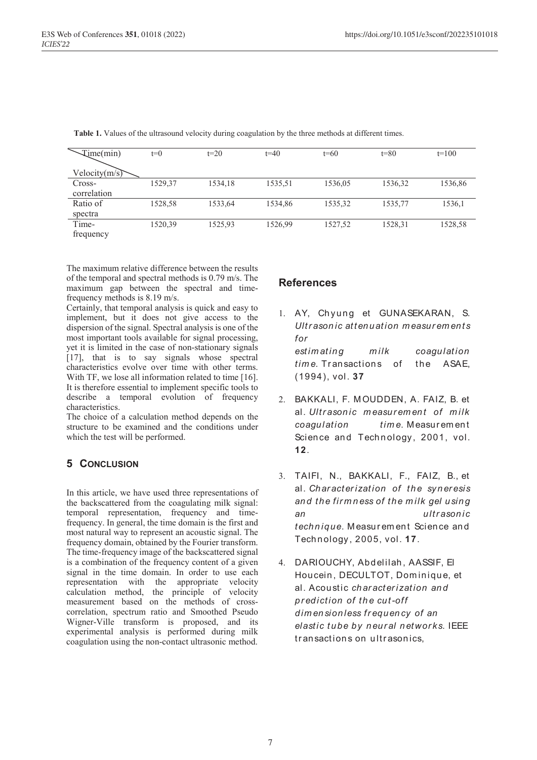**Table 1.** Values of the ultrasound velocity during coagulation by the three methods at different times.

| Time(min) / Velocity(m/s) | t=0 | t=20 | t=40 | t=60 | t=80 | t=100 |
|---|---|---|---|---|---|---|
| Cross-correlation | 1529,37 | 1534,18 | 1535,51 | 1536,05 | 1536,32 | 1536,86 |
| Ratio of spectra | 1528,58 | 1533,64 | 1534,86 | 1535,32 | 1535,77 | 1536,1 |
| Time-frequency | 1520,39 | 1525,93 | 1526,99 | 1527,52 | 1528,31 | 1528,58 |

The maximum relative difference between the results of the temporal and spectral methods is 0.79 m/s. The maximum gap between the spectral and time-frequency methods is 8.19 m/s.

Certainly, that temporal analysis is quick and easy to implement, but it does not give access to the dispersion of the signal. Spectral analysis is one of the most important tools available for signal processing, yet it is limited in the case of non-stationary signals [17], that is to say signals whose spectral characteristics evolve over time with other terms. With TF, we lose all information related to time [16]. It is therefore essential to implement specific tools to describe a temporal evolution of frequency characteristics.

The choice of a calculation method depends on the structure to be examined and the conditions under which the test will be performed.

## 5 Conclusion

In this article, we have used three representations of the backscattered from the coagulating milk signal: temporal representation, frequency and time-frequency. In general, the time domain is the first and most natural way to represent an acoustic signal. The frequency domain, obtained by the Fourier transform. The time-frequency image of the backscattered signal is a combination of the frequency content of a given signal in the time domain. In order to use each representation with the appropriate velocity calculation method, the principle of velocity measurement based on the methods of cross-correlation, spectrum ratio and Smoothed Pseudo Wigner-Ville transform is proposed, and its experimental analysis is performed during milk coagulation using the non-contact ultrasonic method.

## References

1. AY, Chyung et GUNASEKARAN, S. *Ultrasonic attenuation measurements for estimating milk coagulation time*. Transactions of the ASAE, (1994), vol. **37**
2. BAKKALI, F. MOUDDEN, A. FAIZ, B. et al. *Ultrasonic measurement of milk coagulation time*. Measurement Science and Technology, 2001, vol. **12**.
3. TAIFI, N., BAKKALI, F., FAIZ, B., et al. *Characterization of the syneresis and the firmness of the milk gel using an ultrasonic technique*. Measurement Science and Technology, 2005, vol. **17**.
4. DARIOUCHY, Abdelilah, AASSIF, El Houcein, DECULTOT, Dominique, et al. Acoustic *characterization and prediction of the cut-off dimensionless frequency of an elastic tube by neural networks*. IEEE transactions on ultrasonics,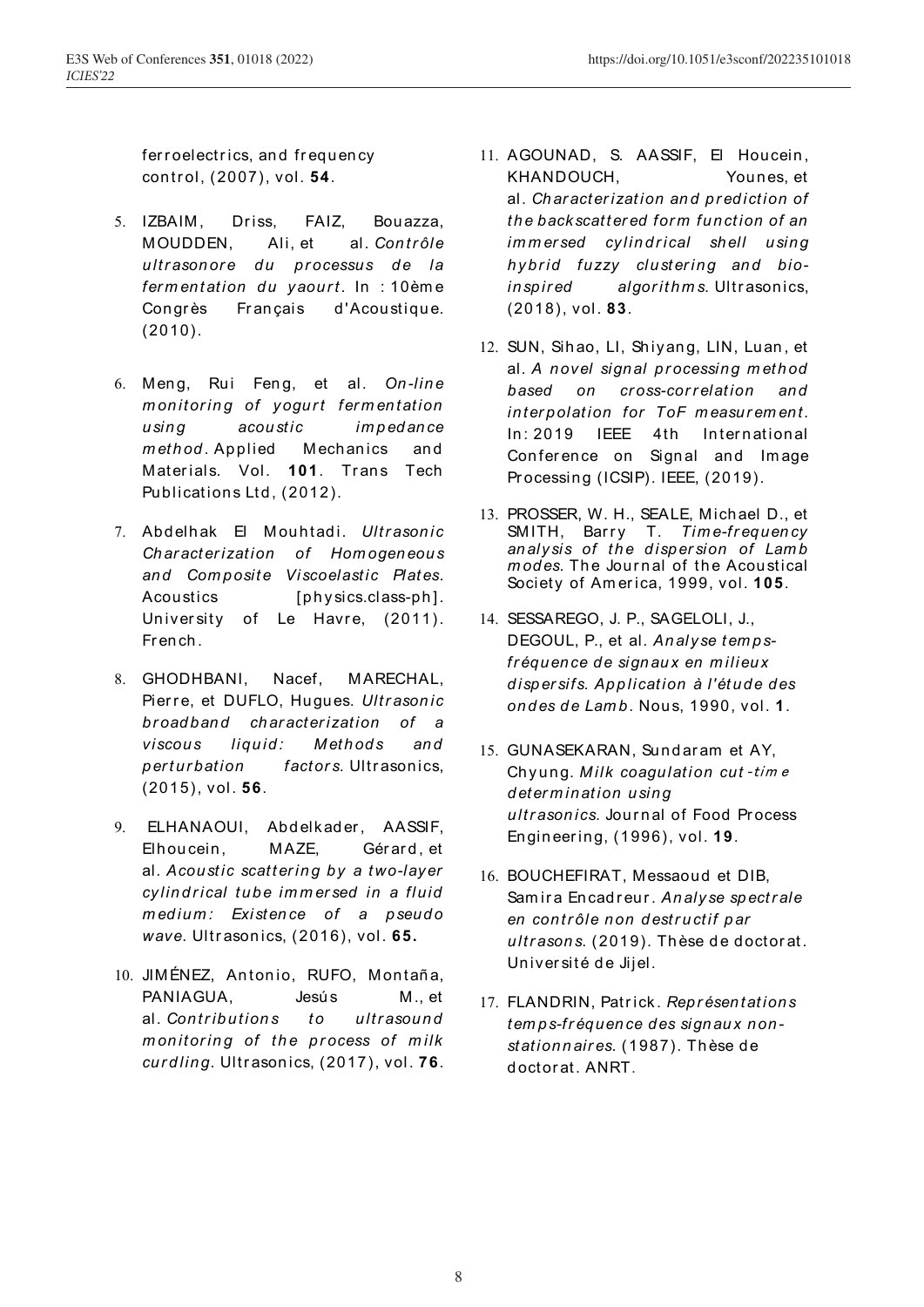ferroelectrics, and frequency control, (2007), vol. **54**.

5. IZBAIM, Driss, FAIZ, Bouazza, MOUDDEN, Ali, et al. *Contrôle ultrasonore du processus de la fermentation du yaourt*. In : 10ème Congrès Français d'Acoustique. (2010).

6. Meng, Rui Feng, et al. *On-line monitoring of yogurt fermentation using acoustic impedance method*. Applied Mechanics and Materials. Vol. **101**. Trans Tech Publications Ltd, (2012).

7. Abdelhak El Mouhtadi. *Ultrasonic Characterization of Homogeneous and Composite Viscoelastic Plates*. Acoustics [physics.class-ph]. University of Le Havre, (2011). French.

8. GHODHBANI, Nacef, MARECHAL, Pierre, et DUFLO, Hugues. *Ultrasonic broadband characterization of a viscous liquid: Methods and perturbation factors*. Ultrasonics, (2015), vol. **56**.

9. ELHANAOUI, Abdelkader, AASSIF, Elhoucein, MAZE, Gérard, et al. *Acoustic scattering by a two-layer cylindrical tube immersed in a fluid medium: Existence of a pseudo wave*. Ultrasonics, (2016), vol. **65.**

10. JIMÉNEZ, Antonio, RUFO, Montaña, PANIAGUA, Jesús M., et al. *Contributions to ultrasound monitoring of the process of milk curdling*. Ultrasonics, (2017), vol. **76**.

11. AGOUNAD, S. AASSIF, El Houcein, KHANDOUCH, Younes, et al. *Characterization and prediction of the backscattered form function of an immersed cylindrical shell using hybrid fuzzy clustering and bio-inspired algorithms*. Ultrasonics, (2018), vol. **83**.

12. SUN, Sihao, LI, Shiyang, LIN, Luan, et al. *A novel signal processing method based on cross-correlation and interpolation for ToF measurement*. In: 2019 IEEE 4th International Conference on Signal and Image Processing (ICSIP). IEEE, (2019).

13. PROSSER, W. H., SEALE, Michael D., et SMITH, Barry T. *Time-frequency analysis of the dispersion of Lamb modes*. The Journal of the Acoustical Society of America, 1999, vol. **105**.

14. SESSAREGO, J. P., SAGELOLI, J., DEGOUL, P., et al. *Analyse temps-fréquence de signaux en milieux dispersifs. Application à l'étude des ondes de Lamb*. Nous, 1990, vol. **1**.

15. GUNASEKARAN, Sundaram et AY, Chyung. *Milk coagulation cut-time determination using ultrasonics*. Journal of Food Process Engineering, (1996), vol. **19**.

16. BOUCHEFIRAT, Messaoud et DIB, Samira Encadreur. *Analyse spectrale en contrôle non destructif par ultrasons*. (2019). Thèse de doctorat. Université de Jijel.

17. FLANDRIN, Patrick. *Représentations temps-fréquence des signaux non-stationnaires*. (1987). Thèse de doctorat. ANRT.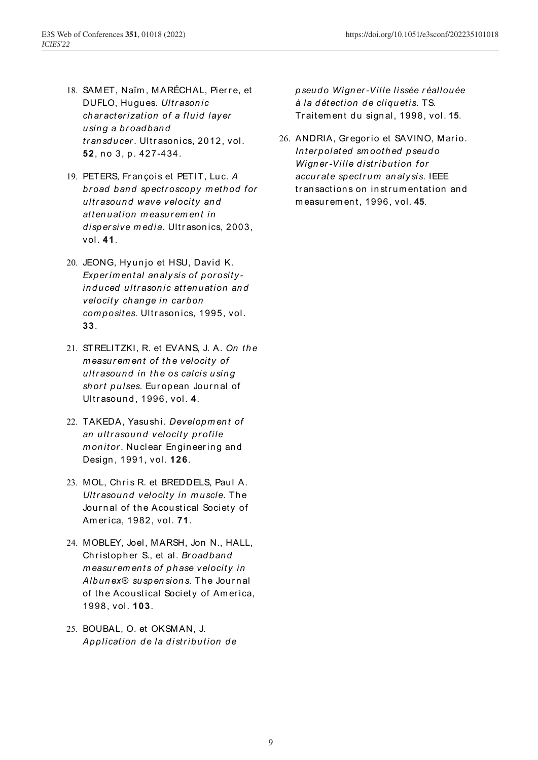18. SAMET, Naïm, MARÉCHAL, Pierre, et DUFLO, Hugues. *Ultrasonic characterization of a fluid layer using a broadband transducer*. Ultrasonics, 2012, vol. **52**, no 3, p. 427-434.

19. PETERS, François et PETIT, Luc. *A broad band spectroscopy method for ultrasound wave velocity and attenuation measurement in dispersive media*. Ultrasonics, 2003, vol. **41**.

20. JEONG, Hyunjo et HSU, David K. *Experimental analysis of porosity-induced ultrasonic attenuation and velocity change in carbon composites*. Ultrasonics, 1995, vol. **33**.

21. STRELITZKI, R. et EVANS, J. A. *On the measurement of the velocity of ultrasound in the os calcis using short pulses*. European Journal of Ultrasound, 1996, vol. **4**.

22. TAKEDA, Yasushi. *Development of an ultrasound velocity profile monitor*. Nuclear Engineering and Design, 1991, vol. **126**.

23. MOL, Chris R. et BREDDELS, Paul A. *Ultrasound velocity in muscle*. The Journal of the Acoustical Society of America, 1982, vol. **71**.

24. MOBLEY, Joel, MARSH, Jon N., HALL, Christopher S., et al. *Broadband measurements of phase velocity in Albunex® suspensions*. The Journal of the Acoustical Society of America, 1998, vol. **103**.

25. BOUBAL, O. et OKSMAN, J. *Application de la distribution de pseudo Wigner-Ville lissée réallouée à la détection de cliquetis*. TS. Traitement du signal, 1998, vol. **15**.

26. ANDRIA, Gregorio et SAVINO, Mario. *Interpolated smoothed pseudo Wigner-Ville distribution for accurate spectrum analysis*. IEEE transactions on instrumentation and measurement, 1996, vol. **45**.